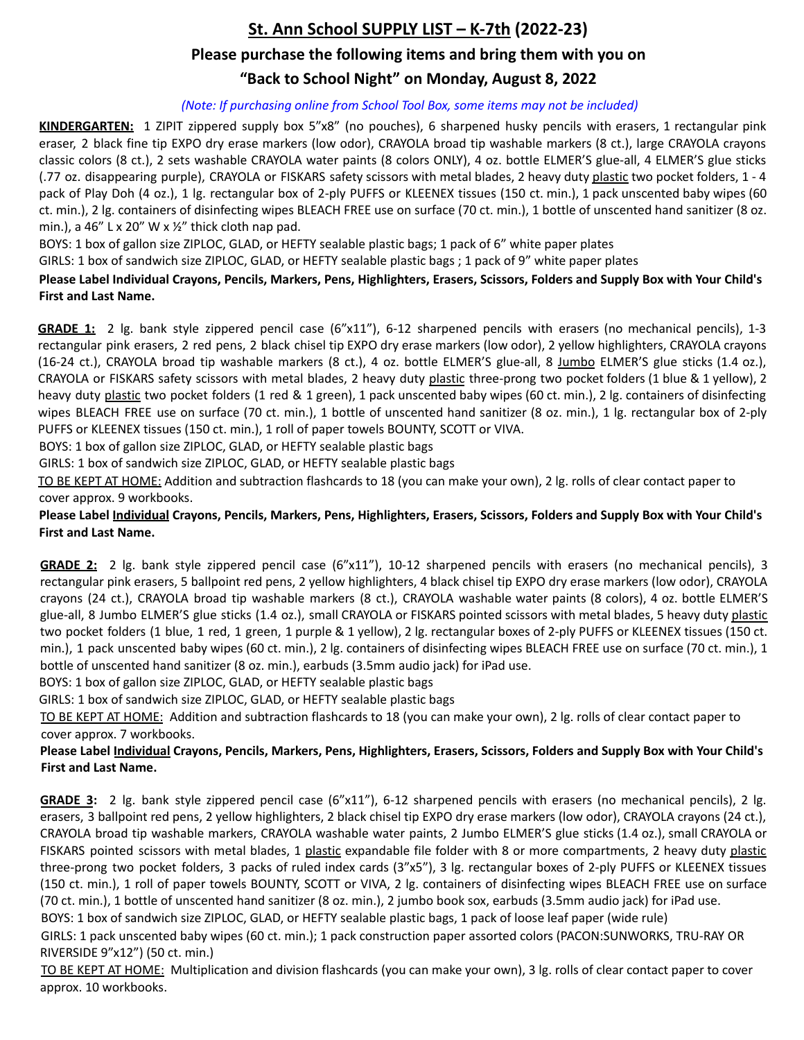# St. Ann School SUPPLY LIST – K-7th (2022-23)

## Please purchase the following items and bring them with you on "Back to School Night" on Monday, August 8, 2022

*(Note: If purchasing online from School Tool Box, some items may not be included)*

**KINDERGARTEN:** 1 ZIPIT zippered supply box 5"x8" (no pouches), 6 sharpened husky pencils with erasers, 1 rectangular pink eraser, 2 black fine tip EXPO dry erase markers (low odor), CRAYOLA broad tip washable markers (8 ct.), large CRAYOLA crayons classic colors (8 ct.), 2 sets washable CRAYOLA water paints (8 colors ONLY), 4 oz. bottle ELMER'S glue-all, 4 ELMER'S glue sticks (.77 oz. disappearing purple), CRAYOLA or FISKARS safety scissors with metal blades, 2 heavy duty plastic two pocket folders, 1 - 4 pack of Play Doh (4 oz.), 1 lg. rectangular box of 2-ply PUFFS or KLEENEX tissues (150 ct. min.), 1 pack unscented baby wipes (60 ct. min.), 2 lg. containers of disinfecting wipes BLEACH FREE use on surface (70 ct. min.), 1 bottle of unscented hand sanitizer (8 oz. min.), a 46" L x 20" W x ½" thick cloth nap pad.

BOYS: 1 box of gallon size ZIPLOC, GLAD, or HEFTY sealable plastic bags; 1 pack of 6" white paper plates

GIRLS: 1 box of sandwich size ZIPLOC, GLAD, or HEFTY sealable plastic bags ; 1 pack of 9" white paper plates

**Please Label Individual Crayons, Pencils, Markers, Pens, Highlighters, Erasers, Scissors, Folders and Supply Box with Your Child's First and Last Name.**

**GRADE 1:** 2 lg. bank style zippered pencil case (6"x11"), 6-12 sharpened pencils with erasers (no mechanical pencils), 1-3 rectangular pink erasers, 2 red pens, 2 black chisel tip EXPO dry erase markers (low odor), 2 yellow highlighters, CRAYOLA crayons (16-24 ct.), CRAYOLA broad tip washable markers (8 ct.), 4 oz. bottle ELMER'S glue-all, 8 Jumbo ELMER'S glue sticks (1.4 oz.), CRAYOLA or FISKARS safety scissors with metal blades, 2 heavy duty plastic three-prong two pocket folders (1 blue & 1 yellow), 2 heavy duty plastic two pocket folders (1 red & 1 green), 1 pack unscented baby wipes (60 ct. min.), 2 lg. containers of disinfecting wipes BLEACH FREE use on surface (70 ct. min.), 1 bottle of unscented hand sanitizer (8 oz. min.), 1 lg. rectangular box of 2-ply PUFFS or KLEENEX tissues (150 ct. min.), 1 roll of paper towels BOUNTY, SCOTT or VIVA.

BOYS: 1 box of gallon size ZIPLOC, GLAD, or HEFTY sealable plastic bags

GIRLS: 1 box of sandwich size ZIPLOC, GLAD, or HEFTY sealable plastic bags

TO BE KEPT AT HOME: Addition and subtraction flashcards to 18 (you can make your own), 2 lg. rolls of clear contact paper to cover approx. 9 workbooks.

**Please Label Individual Crayons, Pencils, Markers, Pens, Highlighters, Erasers, Scissors, Folders and Supply Box with Your Child's First and Last Name.**

**GRADE 2:** 2 lg. bank style zippered pencil case (6"x11"), 10-12 sharpened pencils with erasers (no mechanical pencils), 3 rectangular pink erasers, 5 ballpoint red pens, 2 yellow highlighters, 4 black chisel tip EXPO dry erase markers (low odor), CRAYOLA crayons (24 ct.), CRAYOLA broad tip washable markers (8 ct.), CRAYOLA washable water paints (8 colors), 4 oz. bottle ELMER'S glue-all, 8 Jumbo ELMER'S glue sticks (1.4 oz.), small CRAYOLA or FISKARS pointed scissors with metal blades, 5 heavy duty plastic two pocket folders (1 blue, 1 red, 1 green, 1 purple & 1 yellow), 2 lg. rectangular boxes of 2-ply PUFFS or KLEENEX tissues (150 ct. min.), 1 pack unscented baby wipes (60 ct. min.), 2 lg. containers of disinfecting wipes BLEACH FREE use on surface (70 ct. min.), 1 bottle of unscented hand sanitizer (8 oz. min.), earbuds (3.5mm audio jack) for iPad use.

BOYS: 1 box of gallon size ZIPLOC, GLAD, or HEFTY sealable plastic bags

GIRLS: 1 box of sandwich size ZIPLOC, GLAD, or HEFTY sealable plastic bags

TO BE KEPT AT HOME: Addition and subtraction flashcards to 18 (you can make your own), 2 lg. rolls of clear contact paper to cover approx. 7 workbooks.

**Please Label Individual Crayons, Pencils, Markers, Pens, Highlighters, Erasers, Scissors, Folders and Supply Box with Your Child's First and Last Name.**

**GRADE 3:** 2 lg. bank style zippered pencil case (6"x11"), 6-12 sharpened pencils with erasers (no mechanical pencils), 2 lg. erasers, 3 ballpoint red pens, 2 yellow highlighters, 2 black chisel tip EXPO dry erase markers (low odor), CRAYOLA crayons (24 ct.), CRAYOLA broad tip washable markers, CRAYOLA washable water paints, 2 Jumbo ELMER'S glue sticks (1.4 oz.), small CRAYOLA or FISKARS pointed scissors with metal blades, 1 plastic expandable file folder with 8 or more compartments, 2 heavy duty plastic three-prong two pocket folders, 3 packs of ruled index cards (3"x5"), 3 lg. rectangular boxes of 2-ply PUFFS or KLEENEX tissues (150 ct. min.), 1 roll of paper towels BOUNTY, SCOTT or VIVA, 2 lg. containers of disinfecting wipes BLEACH FREE use on surface (70 ct. min.), 1 bottle of unscented hand sanitizer (8 oz. min.), 2 jumbo book sox, earbuds (3.5mm audio jack) for iPad use.

BOYS: 1 box of sandwich size ZIPLOC, GLAD, or HEFTY sealable plastic bags, 1 pack of loose leaf paper (wide rule)

GIRLS: 1 pack unscented baby wipes (60 ct. min.); 1 pack construction paper assorted colors (PACON:SUNWORKS, TRU-RAY OR RIVERSIDE 9"x12") (50 ct. min.)

TO BE KEPT AT HOME: Multiplication and division flashcards (you can make your own), 3 lg. rolls of clear contact paper to cover approx. 10 workbooks.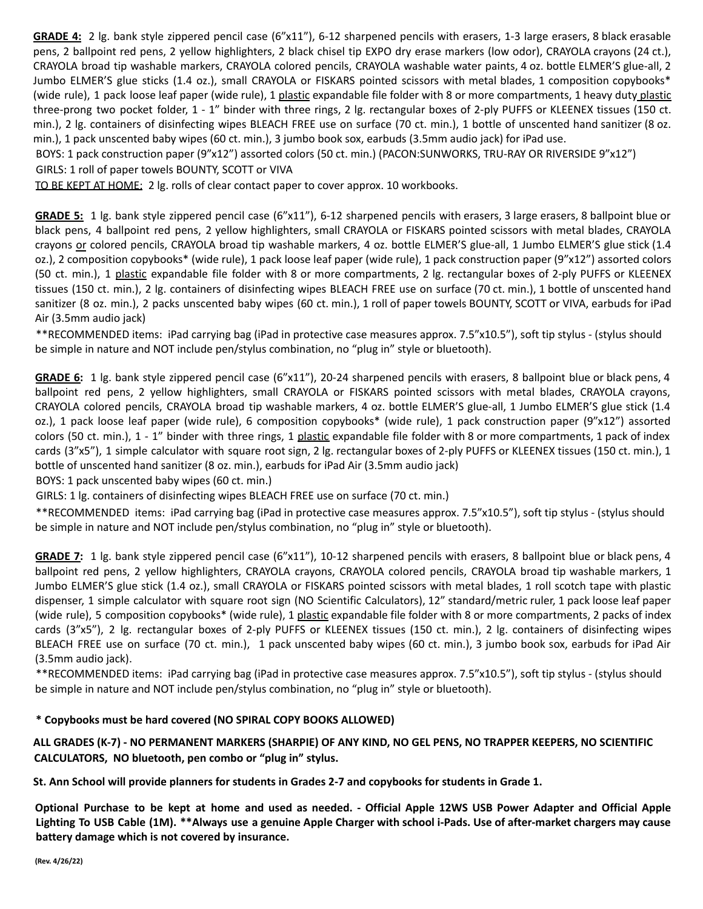**GRADE 4:** 2 lg. bank style zippered pencil case (6"x11"), 6-12 sharpened pencils with erasers, 1-3 large erasers, 8 black erasable pens, 2 ballpoint red pens, 2 yellow highlighters, 2 black chisel tip EXPO dry erase markers (low odor), CRAYOLA crayons (24 ct.), CRAYOLA broad tip washable markers, CRAYOLA colored pencils, CRAYOLA washable water paints, 4 oz. bottle ELMER'S glue-all, 2 Jumbo ELMER'S glue sticks (1.4 oz.), small CRAYOLA or FISKARS pointed scissors with metal blades, 1 composition copybooks* (wide rule), 1 pack loose leaf paper (wide rule), 1 plastic expandable file folder with 8 or more compartments, 1 heavy duty plastic three-prong two pocket folder, 1 - 1" binder with three rings, 2 lg. rectangular boxes of 2-ply PUFFS or KLEENEX tissues (150 ct. min.), 2 lg. containers of disinfecting wipes BLEACH FREE use on surface (70 ct. min.), 1 bottle of unscented hand sanitizer (8 oz. min.), 1 pack unscented baby wipes (60 ct. min.), 3 jumbo book sox, earbuds (3.5mm audio jack) for iPad use.

BOYS: 1 pack construction paper (9"x12") assorted colors (50 ct. min.) (PACON:SUNWORKS, TRU-RAY OR RIVERSIDE 9"x12")

GIRLS: 1 roll of paper towels BOUNTY, SCOTT or VIVA

TO BE KEPT AT HOME: 2 lg. rolls of clear contact paper to cover approx. 10 workbooks.

**GRADE 5:** 1 lg. bank style zippered pencil case (6"x11"), 6-12 sharpened pencils with erasers, 3 large erasers, 8 ballpoint blue or black pens, 4 ballpoint red pens, 2 yellow highlighters, small CRAYOLA or FISKARS pointed scissors with metal blades, CRAYOLA crayons or colored pencils, CRAYOLA broad tip washable markers, 4 oz. bottle ELMER'S glue-all, 1 Jumbo ELMER'S glue stick (1.4 oz.), 2 composition copybooks* (wide rule), 1 pack loose leaf paper (wide rule), 1 pack construction paper (9"x12") assorted colors (50 ct. min.), 1 plastic expandable file folder with 8 or more compartments, 2 lg. rectangular boxes of 2-ply PUFFS or KLEENEX tissues (150 ct. min.), 2 lg. containers of disinfecting wipes BLEACH FREE use on surface (70 ct. min.), 1 bottle of unscented hand sanitizer (8 oz. min.), 2 packs unscented baby wipes (60 ct. min.), 1 roll of paper towels BOUNTY, SCOTT or VIVA, earbuds for iPad Air (3.5mm audio jack)

**RECOMMENDED items: iPad carrying bag (iPad in protective case measures approx. 7.5"x10.5"), soft tip stylus - (stylus should be simple in nature and NOT include pen/stylus combination, no "plug in" style or bluetooth).

**GRADE 6:** 1 lg. bank style zippered pencil case (6"x11"), 20-24 sharpened pencils with erasers, 8 ballpoint blue or black pens, 4 ballpoint red pens, 2 yellow highlighters, small CRAYOLA or FISKARS pointed scissors with metal blades, CRAYOLA crayons, CRAYOLA colored pencils, CRAYOLA broad tip washable markers, 4 oz. bottle ELMER'S glue-all, 1 Jumbo ELMER'S glue stick (1.4 oz.), 1 pack loose leaf paper (wide rule), 6 composition copybooks* (wide rule), 1 pack construction paper (9"x12") assorted colors (50 ct. min.), 1 - 1" binder with three rings, 1 plastic expandable file folder with 8 or more compartments, 1 pack of index cards (3"x5"), 1 simple calculator with square root sign, 2 lg. rectangular boxes of 2-ply PUFFS or KLEENEX tissues (150 ct. min.), 1 bottle of unscented hand sanitizer (8 oz. min.), earbuds for iPad Air (3.5mm audio jack)

BOYS: 1 pack unscented baby wipes (60 ct. min.)

GIRLS: 1 lg. containers of disinfecting wipes BLEACH FREE use on surface (70 ct. min)

**RECOMMENDED items: iPad carrying bag (iPad in protective case measures approx. 7.5"x10.5"), soft tip stylus - (stylus should be simple in nature and NOT include pen/stylus combination, no "plug in" style or bluetooth).

**GRADE 7:** 1 lg. bank style zippered pencil case (6"x11"), 10-12 sharpened pencils with erasers, 8 ballpoint blue or black pens, 4 ballpoint red pens, 2 yellow highlighters, CRAYOLA crayons, CRAYOLA colored pencils, CRAYOLA broad tip washable markers, 1 Jumbo ELMER'S glue stick (1.4 oz.), small CRAYOLA or FISKARS pointed scissors with metal blades, 1 roll scotch tape with plastic dispenser, 1 simple calculator with square root sign (NO Scientific Calculators), 12" standard/metric ruler, 1 pack loose leaf paper (wide rule), 5 composition copybooks* (wide rule), 1 plastic expandable file folder with 8 or more compartments, 2 packs of index cards (3"x5"), 2 lg. rectangular boxes of 2-ply PUFFS or KLEENEX tissues (150 ct. min.), 2 lg. containers of disinfecting wipes BLEACH FREE use on surface (70 ct. min.), 1 pack unscented baby wipes (60 ct. min.), 3 jumbo book sox, earbuds for iPad Air (3.5mm audio jack).

**RECOMMENDED items: iPad carrying bag (iPad in protective case measures approx. 7.5"x10.5"), soft tip stylus - (stylus should be simple in nature and NOT include pen/stylus combination, no "plug in" style or bluetooth).

**\* Copybooks must be hard covered (NO SPIRAL COPY BOOKS ALLOWED)**

**ALL GRADES (K-7) - NO PERMANENT MARKERS (SHARPIE) OF ANY KIND, NO GEL PENS, NO TRAPPER KEEPERS, NO SCIENTIFIC CALCULATORS, NO bluetooth, pen combo or "plug in" stylus.**

**St. Ann School will provide planners for students in Grades 2-7 and copybooks for students in Grade 1.**

**Optional Purchase to be kept at home and used as needed. - Official Apple 12WS USB Power Adapter and Official Apple Lighting To USB Cable (1M). \*\*Always use a genuine Apple Charger with school i-Pads. Use of after-market chargers may cause battery damage which is not covered by insurance.**

(Rev. 4/26/22)